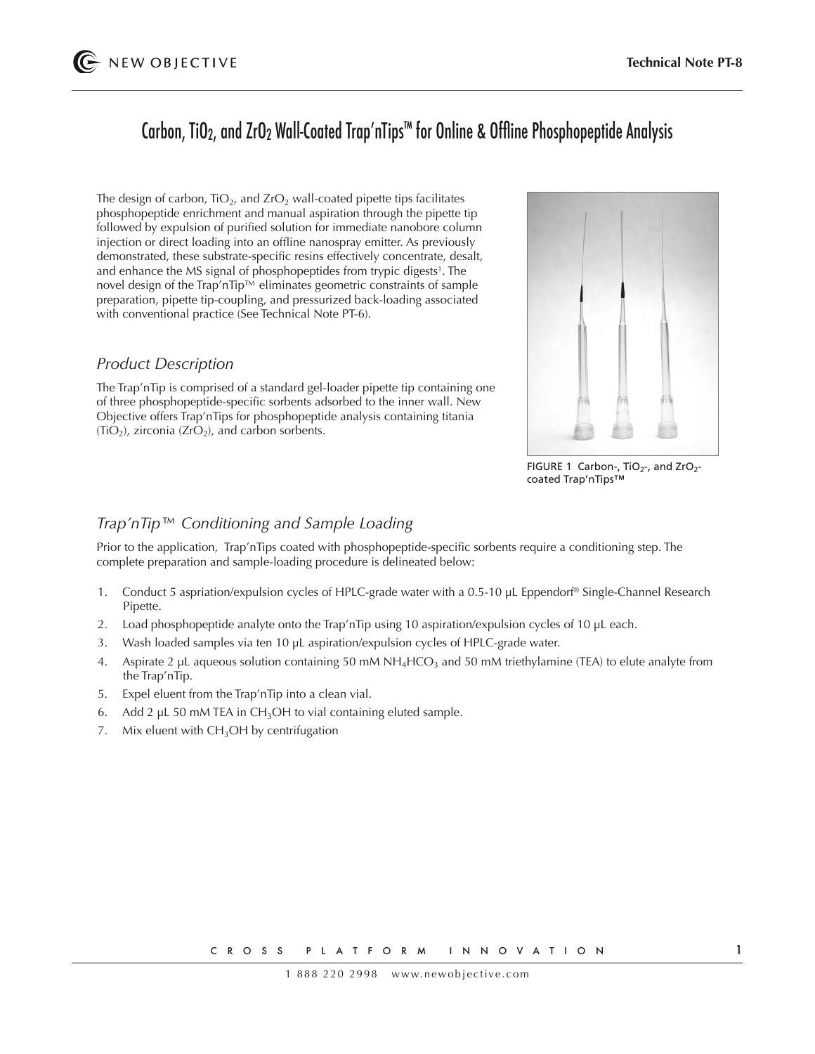# Carbon, $TiO_2$, and $ZrO_2$ Wall-Coated Trap'nTips™ for Online & Offline Phosphopeptide Analysis

The design of carbon, $TiO_2$, and $ZrO_2$ wall-coated pipette tips facilitates phosphopeptide enrichment and manual aspiration through the pipette tip followed by expulsion of purified solution for immediate nanobore column injection or direct loading into an offline nanospray emitter. As previously demonstrated, these substrate-specific resins effectively concentrate, desalt, and enhance the MS signal of phosphopeptides from trypic digests[1]. The novel design of the Trap'nTip™ eliminates geometric constraints of sample preparation, pipette tip-coupling, and pressurized back-loading associated with conventional practice (See Technical Note PT-6).

## *Product Description*

The Trap'nTip is comprised of a standard gel-loader pipette tip containing one of three phosphopeptide-specific sorbents adsorbed to the inner wall. New Objective offers Trap'nTips for phosphopeptide analysis containing titania ($TiO_2$), zirconia ($ZrO_2$), and carbon sorbents.

FIGURE 1 Carbon-, $TiO_2$-, and $ZrO_2$-coated Trap'nTips™

## *Trap'nTip™ Conditioning and Sample Loading*

Prior to the application, Trap'nTips coated with phosphopeptide-specific sorbents require a conditioning step. The complete preparation and sample-loading procedure is delineated below:

1. Conduct 5 aspriation/expulsion cycles of HPLC-grade water with a 0.5-10 µL Eppendorf® Single-Channel Research Pipette.
2. Load phosphopeptide analyte onto the Trap'nTip using 10 aspiration/expulsion cycles of 10 µL each.
3. Wash loaded samples via ten 10 µL aspiration/expulsion cycles of HPLC-grade water.
4. Aspirate 2 µL aqueous solution containing 50 mM $NH_4HCO_3$ and 50 mM triethylamine (TEA) to elute analyte from the Trap'nTip.
5. Expel eluent from the Trap'nTip into a clean vial.
6. Add 2 µL 50 mM TEA in $CH_3OH$ to vial containing eluted sample.
7. Mix eluent with $CH_3OH$ by centrifugation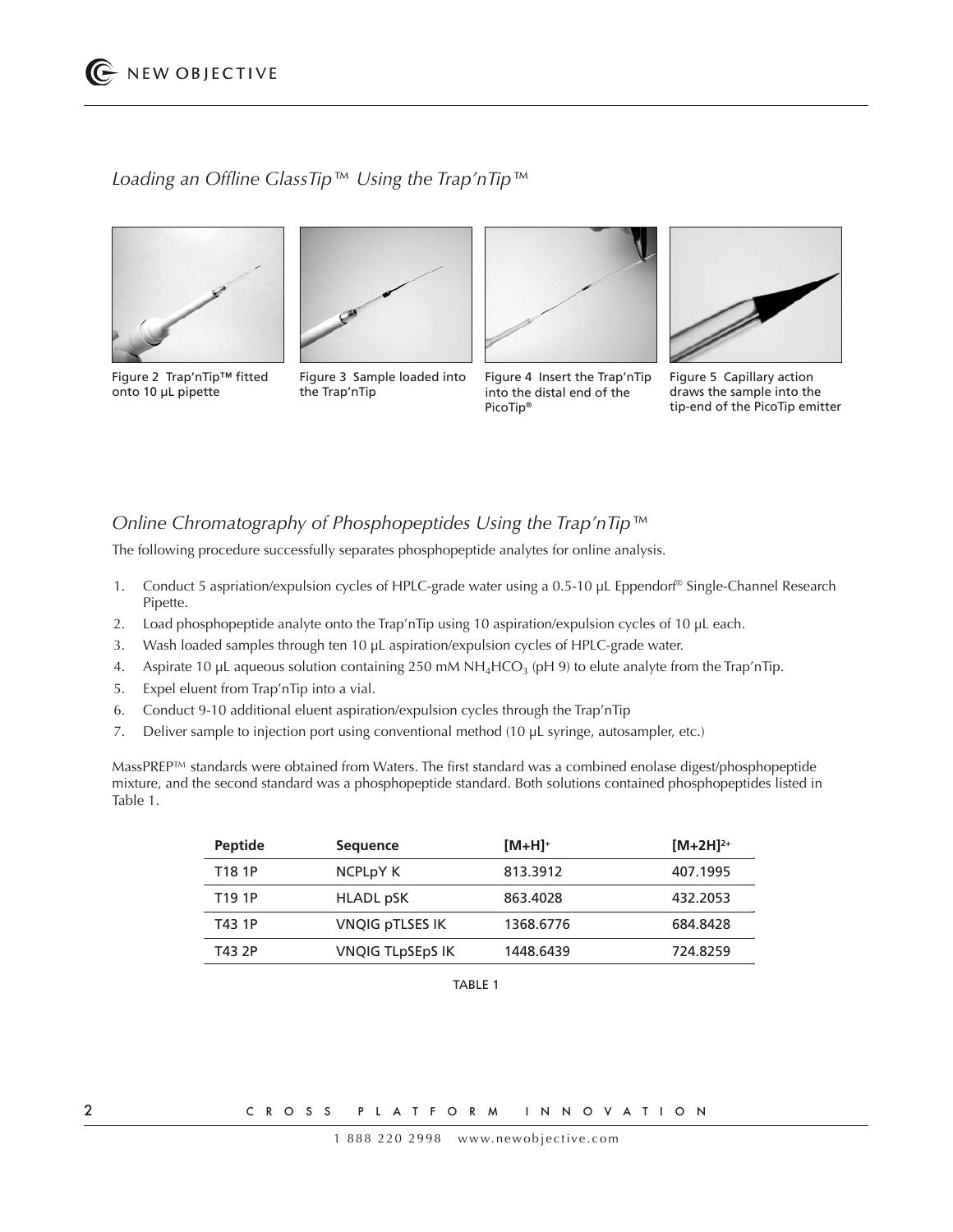## *Loading an Offline GlassTip™ Using the Trap'nTip™*

Figure 2 Trap'nTip™ fitted onto 10 µL pipette

Figure 3 Sample loaded into the Trap'nTip

Figure 4 Insert the Trap'nTip into the distal end of the PicoTip®

Figure 5 Capillary action draws the sample into the tip-end of the PicoTip emitter

## *Online Chromatography of Phosphopeptides Using the Trap'nTip™*

The following procedure successfully separates phosphopeptide analytes for online analysis.

1. Conduct 5 aspriation/expulsion cycles of HPLC-grade water using a 0.5-10 µL Eppendorf® Single-Channel Research Pipette.
2. Load phosphopeptide analyte onto the Trap'nTip using 10 aspiration/expulsion cycles of 10 µL each.
3. Wash loaded samples through ten 10 µL aspiration/expulsion cycles of HPLC-grade water.
4. Aspirate 10 µL aqueous solution containing 250 mM $NH_4HCO_3$ (pH 9) to elute analyte from the Trap'nTip.
5. Expel eluent from Trap'nTip into a vial.
6. Conduct 9-10 additional eluent aspiration/expulsion cycles through the Trap'nTip
7. Deliver sample to injection port using conventional method (10 µL syringe, autosampler, etc.)

MassPREP™ standards were obtained from Waters. The first standard was a combined enolase digest/phosphopeptide mixture, and the second standard was a phosphopeptide standard. Both solutions contained phosphopeptides listed in Table 1.

| Peptide | Sequence | $[M+H]^+$ | $[M+2H]^{2+}$ |
|---|---|---|---|
| T18 1P | NCPLpY K | 813.3912 | 407.1995 |
| T19 1P | HLADL pSK | 863.4028 | 432.2053 |
| T43 1P | VNQIG pTLSES IK | 1368.6776 | 684.8428 |
| T43 2P | VNQIG TLpSEpS IK | 1448.6439 | 724.8259 |

TABLE 1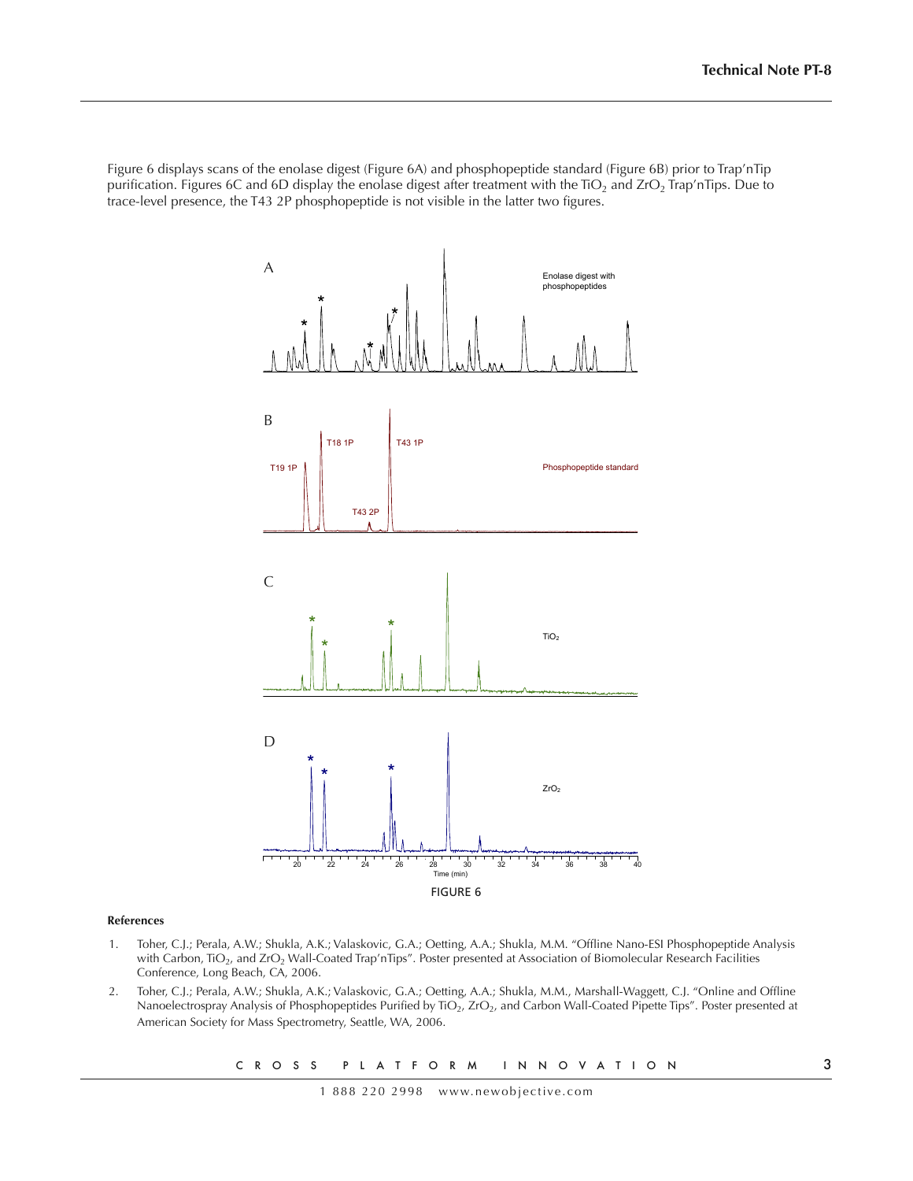Figure 6 displays scans of the enolase digest (Figure 6A) and phosphopeptide standard (Figure 6B) prior to Trap'nTip purification. Figures 6C and 6D display the enolase digest after treatment with the $TiO_2$ and $ZrO_2$ Trap'nTips. Due to trace-level presence, the T43 2P phosphopeptide is not visible in the latter two figures.

FIGURE 6

**References**

1. Toher, C.J.; Perala, A.W.; Shukla, A.K.; Valaskovic, G.A.; Oetting, A.A.; Shukla, M.M. "Offline Nano-ESI Phosphopeptide Analysis with Carbon, $TiO_2$, and $ZrO_2$ Wall-Coated Trap'nTips". Poster presented at Association of Biomolecular Research Facilities Conference, Long Beach, CA, 2006.
2. Toher, C.J.; Perala, A.W.; Shukla, A.K.; Valaskovic, G.A.; Oetting, A.A.; Shukla, M.M., Marshall-Waggett, C.J. "Online and Offline Nanoelectrospray Analysis of Phosphopeptides Purified by $TiO_2$, $ZrO_2$, and Carbon Wall-Coated Pipette Tips". Poster presented at American Society for Mass Spectrometry, Seattle, WA, 2006.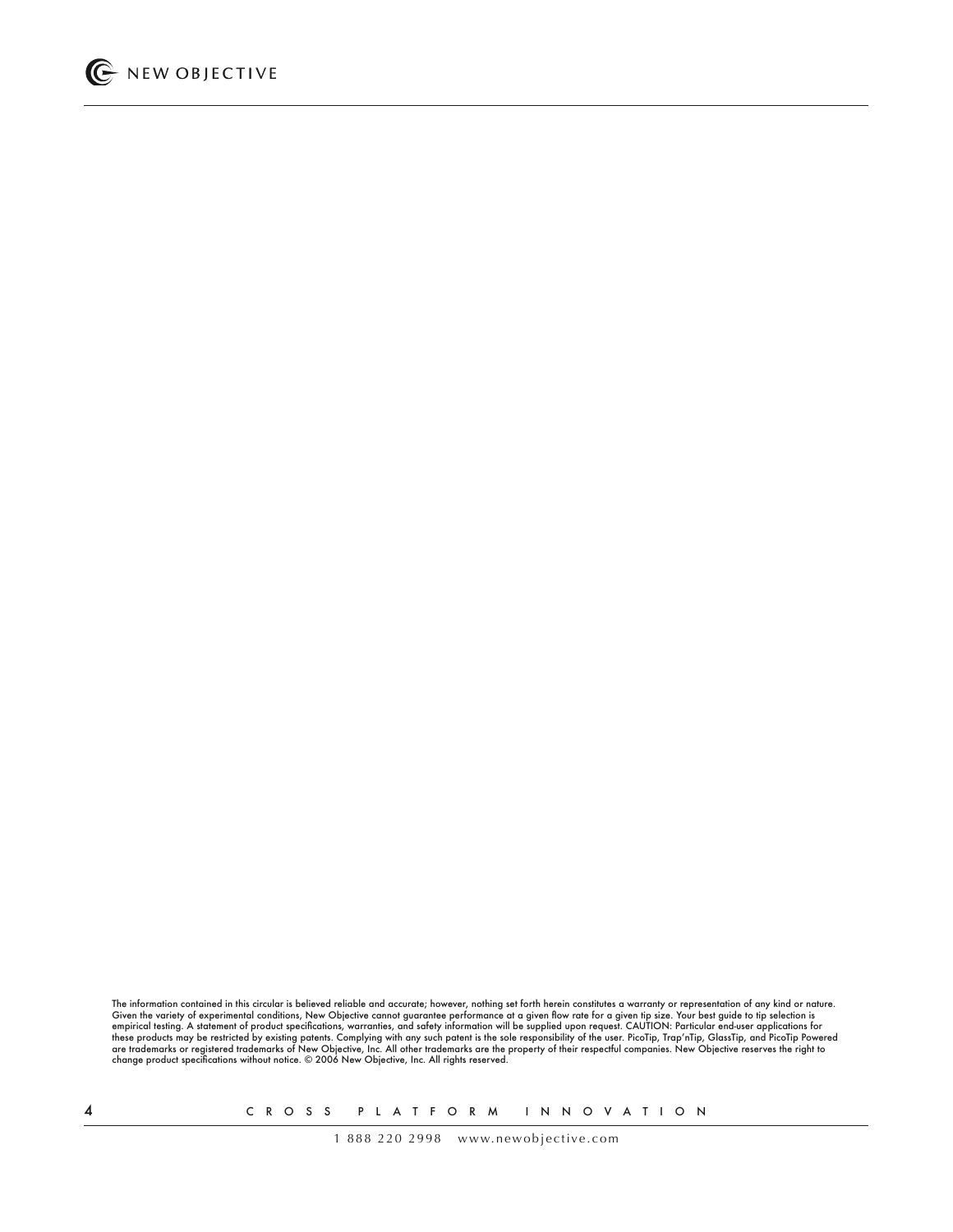The information contained in this circular is believed reliable and accurate; however, nothing set forth herein constitutes a warranty or representation of any kind or nature. Given the variety of experimental conditions, New Objective cannot guarantee performance at a given flow rate for a given tip size. Your best guide to tip selection is empirical testing. A statement of product specifications, warranties, and safety information will be supplied upon request. CAUTION: Particular end-user applications for these products may be restricted by existing patents. Complying with any such patent is the sole responsibility of the user. PicoTip, Trap'nTip, GlassTip, and PicoTip Powered are trademarks or registered trademarks of New Objective, Inc. All other trademarks are the property of their respectful companies. New Objective reserves the right to change product specifications without notice. © 2006 New Objective, Inc. All rights reserved.